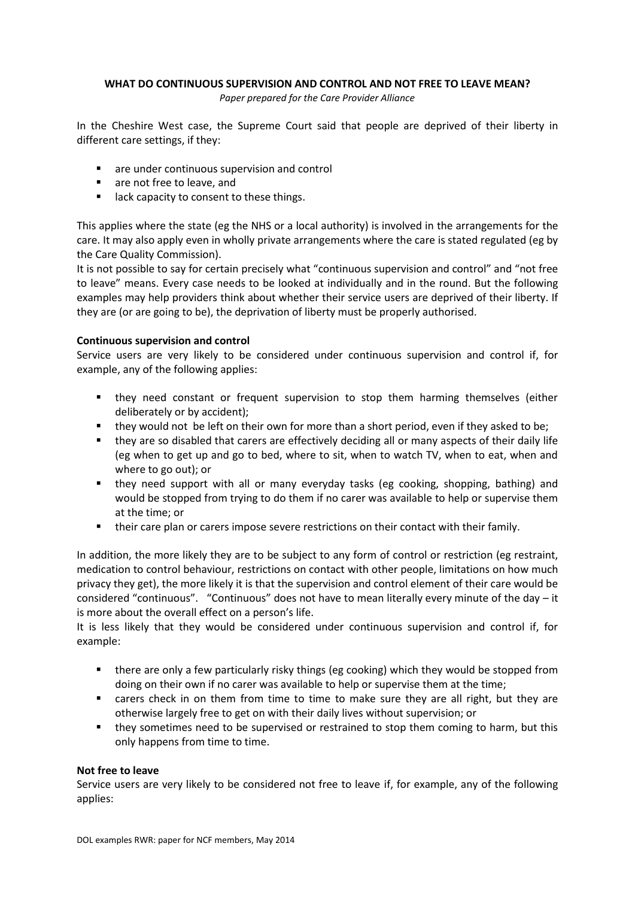**WHAT DO CONTINUOUS SUPERVISION AND CONTROL AND NOT FREE TO LEAVE MEAN?**

*Paper prepared for the Care Provider Alliance*

In the Cheshire West case, the Supreme Court said that people are deprived of their liberty in different care settings, if they:

- are under continuous supervision and control
- are not free to leave, and
- lack capacity to consent to these things.

This applies where the state (eg the NHS or a local authority) is involved in the arrangements for the care. It may also apply even in wholly private arrangements where the care is stated regulated (eg by the Care Quality Commission).

It is not possible to say for certain precisely what "continuous supervision and control" and "not free to leave" means. Every case needs to be looked at individually and in the round. But the following examples may help providers think about whether their service users are deprived of their liberty. If they are (or are going to be), the deprivation of liberty must be properly authorised.

**Continuous supervision and control**

Service users are very likely to be considered under continuous supervision and control if, for example, any of the following applies:

- they need constant or frequent supervision to stop them harming themselves (either deliberately or by accident);
- they would not be left on their own for more than a short period, even if they asked to be;
- they are so disabled that carers are effectively deciding all or many aspects of their daily life (eg when to get up and go to bed, where to sit, when to watch TV, when to eat, when and where to go out); or
- they need support with all or many everyday tasks (eg cooking, shopping, bathing) and would be stopped from trying to do them if no carer was available to help or supervise them at the time; or
- their care plan or carers impose severe restrictions on their contact with their family.

In addition, the more likely they are to be subject to any form of control or restriction (eg restraint, medication to control behaviour, restrictions on contact with other people, limitations on how much privacy they get), the more likely it is that the supervision and control element of their care would be considered "continuous". "Continuous" does not have to mean literally every minute of the day – it is more about the overall effect on a person's life.

It is less likely that they would be considered under continuous supervision and control if, for example:

- there are only a few particularly risky things (eg cooking) which they would be stopped from doing on their own if no carer was available to help or supervise them at the time;
- carers check in on them from time to time to make sure they are all right, but they are otherwise largely free to get on with their daily lives without supervision; or
- they sometimes need to be supervised or restrained to stop them coming to harm, but this only happens from time to time.

**Not free to leave**

Service users are very likely to be considered not free to leave if, for example, any of the following applies: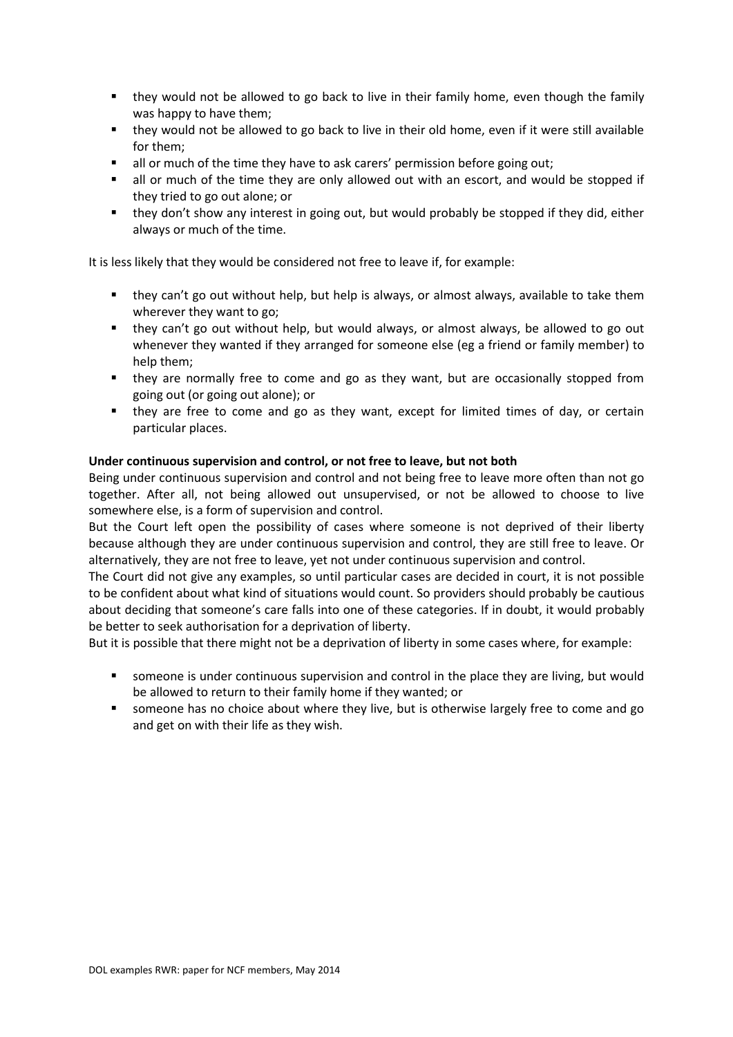- they would not be allowed to go back to live in their family home, even though the family was happy to have them;
- they would not be allowed to go back to live in their old home, even if it were still available for them;
- all or much of the time they have to ask carers' permission before going out;
- all or much of the time they are only allowed out with an escort, and would be stopped if they tried to go out alone; or
- they don't show any interest in going out, but would probably be stopped if they did, either always or much of the time.

It is less likely that they would be considered not free to leave if, for example:

- they can't go out without help, but help is always, or almost always, available to take them wherever they want to go;
- they can't go out without help, but would always, or almost always, be allowed to go out whenever they wanted if they arranged for someone else (eg a friend or family member) to help them;
- they are normally free to come and go as they want, but are occasionally stopped from going out (or going out alone); or
- they are free to come and go as they want, except for limited times of day, or certain particular places.

**Under continuous supervision and control, or not free to leave, but not both**

Being under continuous supervision and control and not being free to leave more often than not go together. After all, not being allowed out unsupervised, or not be allowed to choose to live somewhere else, is a form of supervision and control.

But the Court left open the possibility of cases where someone is not deprived of their liberty because although they are under continuous supervision and control, they are still free to leave. Or alternatively, they are not free to leave, yet not under continuous supervision and control.

The Court did not give any examples, so until particular cases are decided in court, it is not possible to be confident about what kind of situations would count. So providers should probably be cautious about deciding that someone's care falls into one of these categories. If in doubt, it would probably be better to seek authorisation for a deprivation of liberty.

But it is possible that there might not be a deprivation of liberty in some cases where, for example:

- someone is under continuous supervision and control in the place they are living, but would be allowed to return to their family home if they wanted; or
- someone has no choice about where they live, but is otherwise largely free to come and go and get on with their life as they wish.